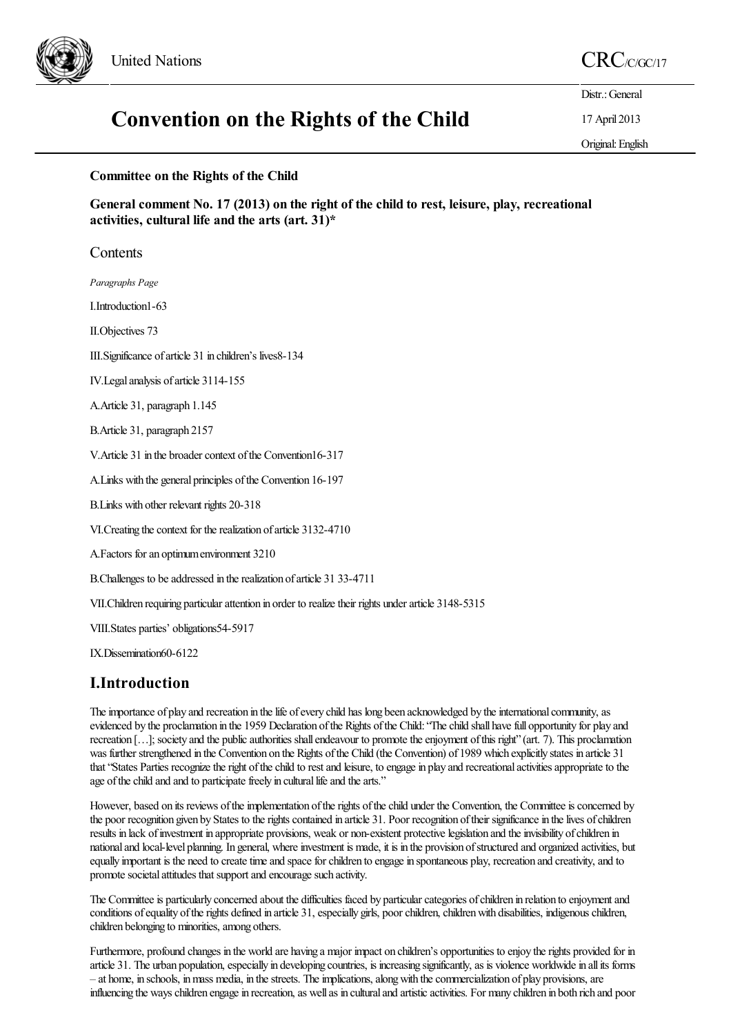United Nations

CRC/C/GC/17

Distr.: General

17 April 2013

Original: English

# Convention on the Rights of the Child

**Committee on the Rights of the Child**

**General comment No. 17 (2013) on the right of the child to rest, leisure, play, recreational activities, cultural life and the arts (art. 31)***

## Contents

*Paragraphs Page*

I.Introduction1-63

II.Objectives 73

III.Significance of article 31 in children's lives8-134

IV.Legal analysis of article 3114-155

A.Article 31, paragraph 1.145

B.Article 31, paragraph 2157

V.Article 31 in the broader context of the Convention16-317

A.Links with the general principles of the Convention 16-197

B.Links with other relevant rights 20-318

VI.Creating the context for the realization of article 3132-4710

A.Factors for an optimum environment 3210

B.Challenges to be addressed in the realization of article 31 33-4711

VII.Children requiring particular attention in order to realize their rights under article 3148-5315

VIII.States parties' obligations54-5917

IX.Dissemination60-6122

## I.Introduction

The importance of play and recreation in the life of every child has long been acknowledged by the international community, as evidenced by the proclamation in the 1959 Declaration of the Rights of the Child: "The child shall have full opportunity for play and recreation […]; society and the public authorities shall endeavour to promote the enjoyment of this right" (art. 7). This proclamation was further strengthened in the Convention on the Rights of the Child (the Convention) of 1989 which explicitly states in article 31 that "States Parties recognize the right of the child to rest and leisure, to engage in play and recreational activities appropriate to the age of the child and and to participate freely in cultural life and the arts."

However, based on its reviews of the implementation of the rights of the child under the Convention, the Committee is concerned by the poor recognition given by States to the rights contained in article 31. Poor recognition of their significance in the lives of children results in lack of investment in appropriate provisions, weak or non-existent protective legislation and the invisibility of children in national and local-level planning. In general, where investment is made, it is in the provision of structured and organized activities, but equally important is the need to create time and space for children to engage in spontaneous play, recreation and creativity, and to promote societal attitudes that support and encourage such activity.

The Committee is particularly concerned about the difficulties faced by particular categories of children in relation to enjoyment and conditions of equality of the rights defined in article 31, especially girls, poor children, children with disabilities, indigenous children, children belonging to minorities, among others.

Furthermore, profound changes in the world are having a major impact on children's opportunities to enjoy the rights provided for in article 31. The urban population, especially in developing countries, is increasing significantly, as is violence worldwide in all its forms – at home, in schools, in mass media, in the streets. The implications, along with the commercialization of play provisions, are influencing the ways children engage in recreation, as well as in cultural and artistic activities. For many children in both rich and poor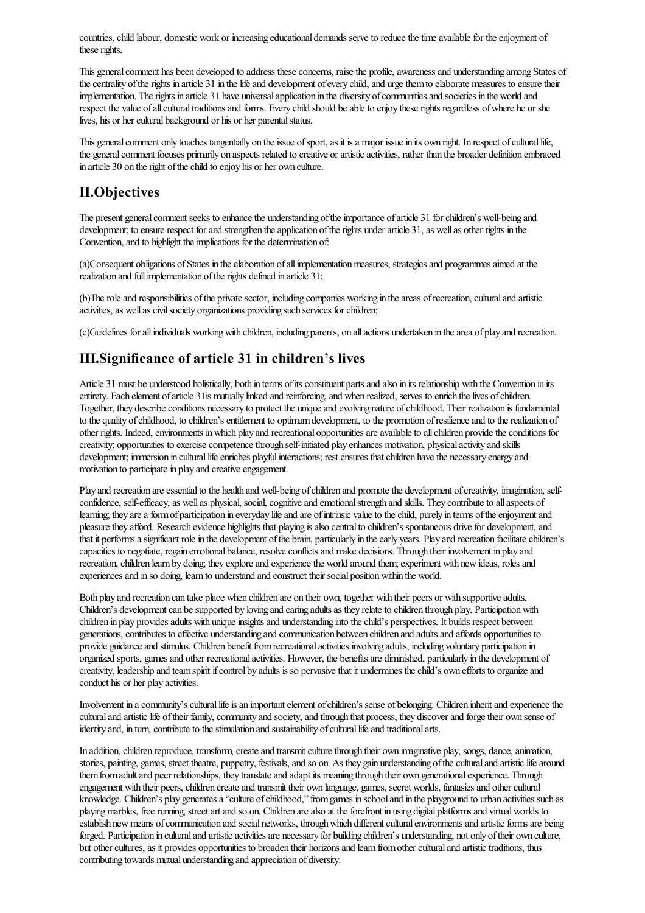countries, child labour, domestic work or increasing educational demands serve to reduce the time available for the enjoyment of these rights.

This general comment has been developed to address these concerns, raise the profile, awareness and understanding among States of the centrality of the rights in article 31 in the life and development of every child, and urge them to elaborate measures to ensure their implementation. The rights in article 31 have universal application in the diversity of communities and societies in the world and respect the value of all cultural traditions and forms. Every child should be able to enjoy these rights regardless of where he or she lives, his or her cultural background or his or her parental status.

This general comment only touches tangentially on the issue of sport, as it is a major issue in its own right. In respect of cultural life, the general comment focuses primarily on aspects related to creative or artistic activities, rather than the broader definition embraced in article 30 on the right of the child to enjoy his or her own culture.

## II.Objectives

The present general comment seeks to enhance the understanding of the importance of article 31 for children's well-being and development; to ensure respect for and strengthen the application of the rights under article 31, as well as other rights in the Convention, and to highlight the implications for the determination of:

(a)Consequent obligations of States in the elaboration of all implementation measures, strategies and programmes aimed at the realization and full implementation of the rights defined in article 31;

(b)The role and responsibilities of the private sector, including companies working in the areas of recreation, cultural and artistic activities, as well as civil society organizations providing such services for children;

(c)Guidelines for all individuals working with children, including parents, on all actions undertaken in the area of play and recreation.

## III.Significance of article 31 in children's lives

Article 31 must be understood holistically, both in terms of its constituent parts and also in its relationship with the Convention in its entirety. Each element of article 31is mutually linked and reinforcing, and when realized, serves to enrich the lives of children. Together, they describe conditions necessary to protect the unique and evolving nature of childhood. Their realization is fundamental to the quality of childhood, to children's entitlement to optimum development, to the promotion of resilience and to the realization of other rights. Indeed, environments in which play and recreational opportunities are available to all children provide the conditions for creativity; opportunities to exercise competence through self-initiated play enhances motivation, physical activity and skills development; immersion in cultural life enriches playful interactions; rest ensures that children have the necessary energy and motivation to participate in play and creative engagement.

Play and recreation are essential to the health and well-being of children and promote the development of creativity, imagination, self-confidence, self-efficacy, as well as physical, social, cognitive and emotional strength and skills. They contribute to all aspects of learning; they are a form of participation in everyday life and are of intrinsic value to the child, purely in terms of the enjoyment and pleasure they afford. Research evidence highlights that playing is also central to children's spontaneous drive for development, and that it performs a significant role in the development of the brain, particularly in the early years. Play and recreation facilitate children's capacities to negotiate, regain emotional balance, resolve conflicts and make decisions. Through their involvement in play and recreation, children learn by doing; they explore and experience the world around them; experiment with new ideas, roles and experiences and in so doing, learn to understand and construct their social position within the world.

Both play and recreation can take place when children are on their own, together with their peers or with supportive adults. Children's development can be supported by loving and caring adults as they relate to children through play. Participation with children in play provides adults with unique insights and understanding into the child's perspectives. It builds respect between generations, contributes to effective understanding and communication between children and adults and affords opportunities to provide guidance and stimulus. Children benefit from recreational activities involving adults, including voluntary participation in organized sports, games and other recreational activities. However, the benefits are diminished, particularly in the development of creativity, leadership and team spirit if control by adults is so pervasive that it undermines the child's own efforts to organize and conduct his or her play activities.

Involvement in a community's cultural life is an important element of children's sense of belonging. Children inherit and experience the cultural and artistic life of their family, community and society, and through that process, they discover and forge their own sense of identity and, in turn, contribute to the stimulation and sustainability of cultural life and traditional arts.

In addition, children reproduce, transform, create and transmit culture through their own imaginative play, songs, dance, animation, stories, painting, games, street theatre, puppetry, festivals, and so on. As they gain understanding of the cultural and artistic life around them from adult and peer relationships, they translate and adapt its meaning through their own generational experience. Through engagement with their peers, children create and transmit their own language, games, secret worlds, fantasies and other cultural knowledge. Children's play generates a "culture of childhood," from games in school and in the playground to urban activities such as playing marbles, free running, street art and so on. Children are also at the forefront in using digital platforms and virtual worlds to establish new means of communication and social networks, through which different cultural environments and artistic forms are being forged. Participation in cultural and artistic activities are necessary for building children's understanding, not only of their own culture, but other cultures, as it provides opportunities to broaden their horizons and learn from other cultural and artistic traditions, thus contributing towards mutual understanding and appreciation of diversity.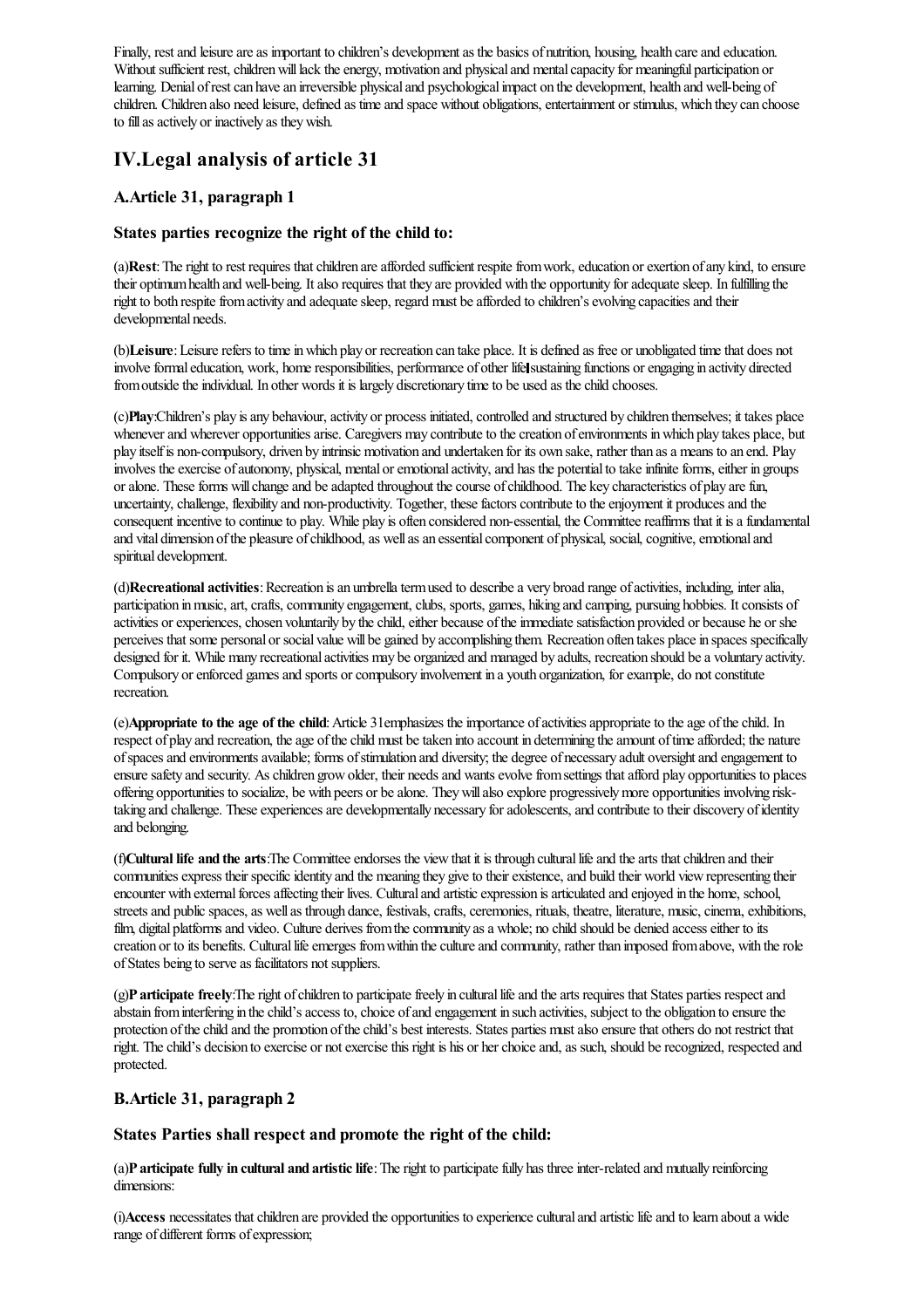Finally, rest and leisure are as important to children's development as the basics of nutrition, housing, health care and education. Without sufficient rest, children will lack the energy, motivation and physical and mental capacity for meaningful participation or learning. Denial of rest can have an irreversible physical and psychological impact on the development, health and well-being of children. Children also need leisure, defined as time and space without obligations, entertainment or stimulus, which they can choose to fill as actively or inactively as they wish.

## IV. Legal analysis of article 31

### A. Article 31, paragraph 1

#### States parties recognize the right of the child to:

(a) **Rest**: The right to rest requires that children are afforded sufficient respite from work, education or exertion of any kind, to ensure their optimum health and well-being. It also requires that they are provided with the opportunity for adequate sleep. In fulfilling the right to both respite from activity and adequate sleep, regard must be afforded to children's evolving capacities and their developmental needs.

(b) **Leisure**: Leisure refers to time in which play or recreation can take place. It is defined as free or unobligated time that does not involve formal education, work, home responsibilities, performance of other life-sustaining functions or engaging in activity directed from outside the individual. In other words it is largely discretionary time to be used as the child chooses.

(c) **Play**: Children's play is any behaviour, activity or process initiated, controlled and structured by children themselves; it takes place whenever and wherever opportunities arise. Caregivers may contribute to the creation of environments in which play takes place, but play itself is non-compulsory, driven by intrinsic motivation and undertaken for its own sake, rather than as a means to an end. Play involves the exercise of autonomy, physical, mental or emotional activity, and has the potential to take infinite forms, either in groups or alone. These forms will change and be adapted throughout the course of childhood. The key characteristics of play are fun, uncertainty, challenge, flexibility and non-productivity. Together, these factors contribute to the enjoyment it produces and the consequent incentive to continue to play. While play is often considered non-essential, the Committee reaffirms that it is a fundamental and vital dimension of the pleasure of childhood, as well as an essential component of physical, social, cognitive, emotional and spiritual development.

(d) **Recreational activities**: Recreation is an umbrella term used to describe a very broad range of activities, including, inter alia, participation in music, art, crafts, community engagement, clubs, sports, games, hiking and camping, pursuing hobbies. It consists of activities or experiences, chosen voluntarily by the child, either because of the immediate satisfaction provided or because he or she perceives that some personal or social value will be gained by accomplishing them. Recreation often takes place in spaces specifically designed for it. While many recreational activities may be organized and managed by adults, recreation should be a voluntary activity. Compulsory or enforced games and sports or compulsory involvement in a youth organization, for example, do not constitute recreation.

(e) **Appropriate to the age of the child**: Article 31 emphasizes the importance of activities appropriate to the age of the child. In respect of play and recreation, the age of the child must be taken into account in determining the amount of time afforded; the nature of spaces and environments available; forms of stimulation and diversity; the degree of necessary adult oversight and engagement to ensure safety and security. As children grow older, their needs and wants evolve from settings that afford play opportunities to places offering opportunities to socialize, be with peers or be alone. They will also explore progressively more opportunities involving risk-taking and challenge. These experiences are developmentally necessary for adolescents, and contribute to their discovery of identity and belonging.

(f) **Cultural life and the arts**: The Committee endorses the view that it is through cultural life and the arts that children and their communities express their specific identity and the meaning they give to their existence, and build their world view representing their encounter with external forces affecting their lives. Cultural and artistic expression is articulated and enjoyed in the home, school, streets and public spaces, as well as through dance, festivals, crafts, ceremonies, rituals, theatre, literature, music, cinema, exhibitions, film, digital platforms and video. Culture derives from the community as a whole; no child should be denied access either to its creation or to its benefits. Cultural life emerges from within the culture and community, rather than imposed from above, with the role of States being to serve as facilitators not suppliers.

(g) **Participate freely**: The right of children to participate freely in cultural life and the arts requires that States parties respect and abstain from interfering in the child's access to, choice of and engagement in such activities, subject to the obligation to ensure the protection of the child and the promotion of the child's best interests. States parties must also ensure that others do not restrict that right. The child's decision to exercise or not exercise this right is his or her choice and, as such, should be recognized, respected and protected.

### B. Article 31, paragraph 2

#### States Parties shall respect and promote the right of the child:

(a) **Participate fully in cultural and artistic life**: The right to participate fully has three inter-related and mutually reinforcing dimensions:

(i) **Access** necessitates that children are provided the opportunities to experience cultural and artistic life and to learn about a wide range of different forms of expression;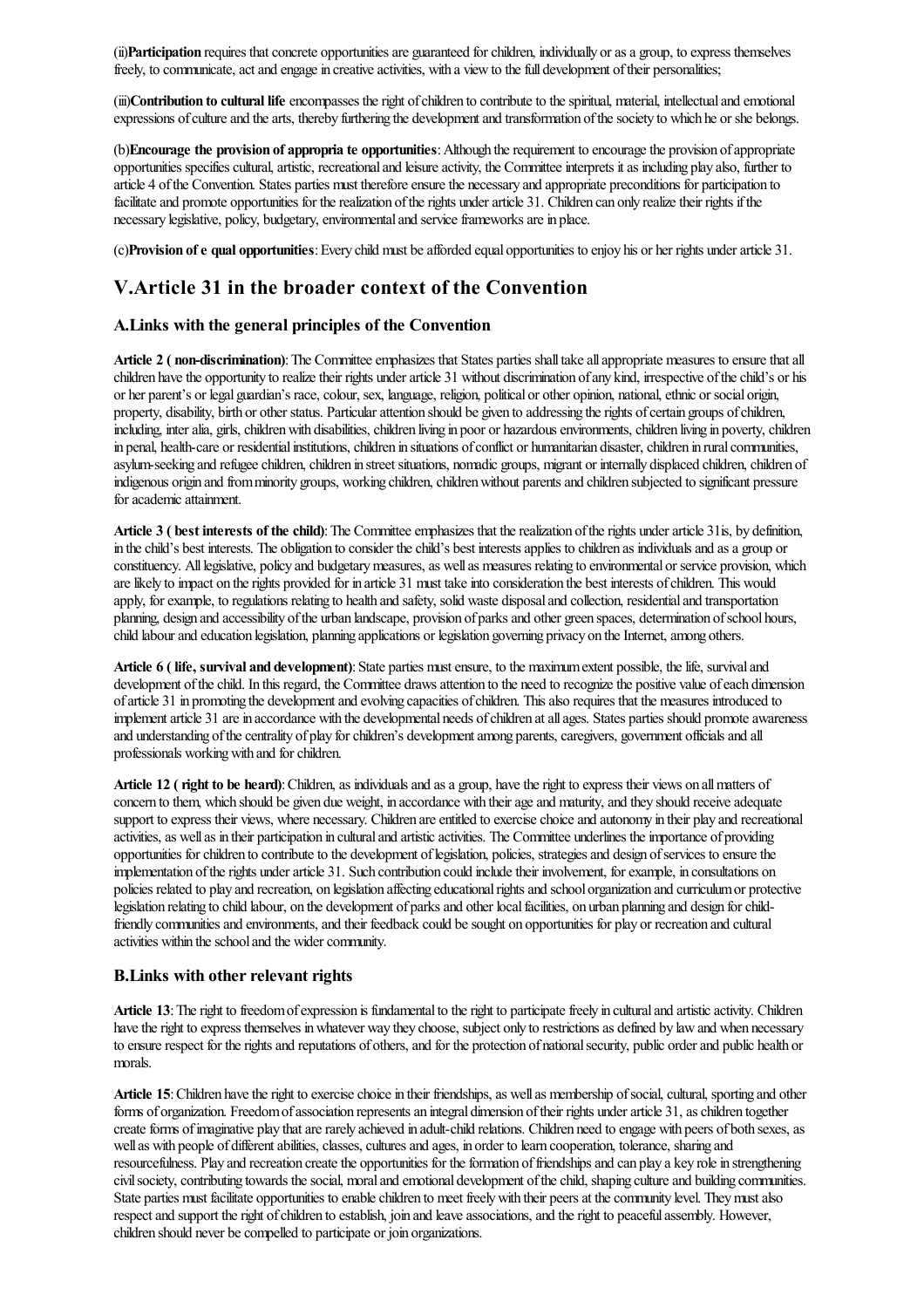(ii)**Participation** requires that concrete opportunities are guaranteed for children, individually or as a group, to express themselves freely, to communicate, act and engage in creative activities, with a view to the full development of their personalities;

(iii)**Contribution to cultural life** encompasses the right of children to contribute to the spiritual, material, intellectual and emotional expressions of culture and the arts, thereby furthering the development and transformation of the society to which he or she belongs.

(b)**Encourage the provision of appropria te opportunities**: Although the requirement to encourage the provision of appropriate opportunities specifies cultural, artistic, recreational and leisure activity, the Committee interprets it as including play also, further to article 4 of the Convention. States parties must therefore ensure the necessary and appropriate preconditions for participation to facilitate and promote opportunities for the realization of the rights under article 31. Children can only realize their rights if the necessary legislative, policy, budgetary, environmental and service frameworks are in place.

(c)**Provision of e qual opportunities**: Every child must be afforded equal opportunities to enjoy his or her rights under article 31.

## V.Article 31 in the broader context of the Convention

### A.Links with the general principles of the Convention

**Article 2 ( non-discrimination)**: The Committee emphasizes that States parties shall take all appropriate measures to ensure that all children have the opportunity to realize their rights under article 31 without discrimination of any kind, irrespective of the child's or his or her parent's or legal guardian's race, colour, sex, language, religion, political or other opinion, national, ethnic or social origin, property, disability, birth or other status. Particular attention should be given to addressing the rights of certain groups of children, including, inter alia, girls, children with disabilities, children living in poor or hazardous environments, children living in poverty, children in penal, health-care or residential institutions, children in situations of conflict or humanitarian disaster, children in rural communities, asylum-seeking and refugee children, children in street situations, nomadic groups, migrant or internally displaced children, children of indigenous origin and from minority groups, working children, children without parents and children subjected to significant pressure for academic attainment.

**Article 3 ( best interests of the child)**: The Committee emphasizes that the realization of the rights under article 31is, by definition, in the child's best interests. The obligation to consider the child's best interests applies to children as individuals and as a group or constituency. All legislative, policy and budgetary measures, as well as measures relating to environmental or service provision, which are likely to impact on the rights provided for in article 31 must take into consideration the best interests of children. This would apply, for example, to regulations relating to health and safety, solid waste disposal and collection, residential and transportation planning, design and accessibility of the urban landscape, provision of parks and other green spaces, determination of school hours, child labour and education legislation, planning applications or legislation governing privacy on the Internet, among others.

**Article 6 ( life, survival and development)**: State parties must ensure, to the maximum extent possible, the life, survival and development of the child. In this regard, the Committee draws attention to the need to recognize the positive value of each dimension of article 31 in promoting the development and evolving capacities of children. This also requires that the measures introduced to implement article 31 are in accordance with the developmental needs of children at all ages. States parties should promote awareness and understanding of the centrality of play for children's development among parents, caregivers, government officials and all professionals working with and for children.

**Article 12 ( right to be heard)**: Children, as individuals and as a group, have the right to express their views on all matters of concern to them, which should be given due weight, in accordance with their age and maturity, and they should receive adequate support to express their views, where necessary. Children are entitled to exercise choice and autonomy in their play and recreational activities, as well as in their participation in cultural and artistic activities. The Committee underlines the importance of providing opportunities for children to contribute to the development of legislation, policies, strategies and design of services to ensure the implementation of the rights under article 31. Such contribution could include their involvement, for example, in consultations on policies related to play and recreation, on legislation affecting educational rights and school organization and curriculum or protective legislation relating to child labour, on the development of parks and other local facilities, on urban planning and design for child-friendly communities and environments, and their feedback could be sought on opportunities for play or recreation and cultural activities within the school and the wider community.

### B.Links with other relevant rights

**Article 13**: The right to freedom of expression is fundamental to the right to participate freely in cultural and artistic activity. Children have the right to express themselves in whatever way they choose, subject only to restrictions as defined by law and when necessary to ensure respect for the rights and reputations of others, and for the protection of national security, public order and public health or morals.

**Article 15**: Children have the right to exercise choice in their friendships, as well as membership of social, cultural, sporting and other forms of organization. Freedom of association represents an integral dimension of their rights under article 31, as children together create forms of imaginative play that are rarely achieved in adult-child relations. Children need to engage with peers of both sexes, as well as with people of different abilities, classes, cultures and ages, in order to learn cooperation, tolerance, sharing and resourcefulness. Play and recreation create the opportunities for the formation of friendships and can play a key role in strengthening civil society, contributing towards the social, moral and emotional development of the child, shaping culture and building communities. State parties must facilitate opportunities to enable children to meet freely with their peers at the community level. They must also respect and support the right of children to establish, join and leave associations, and the right to peaceful assembly. However, children should never be compelled to participate or join organizations.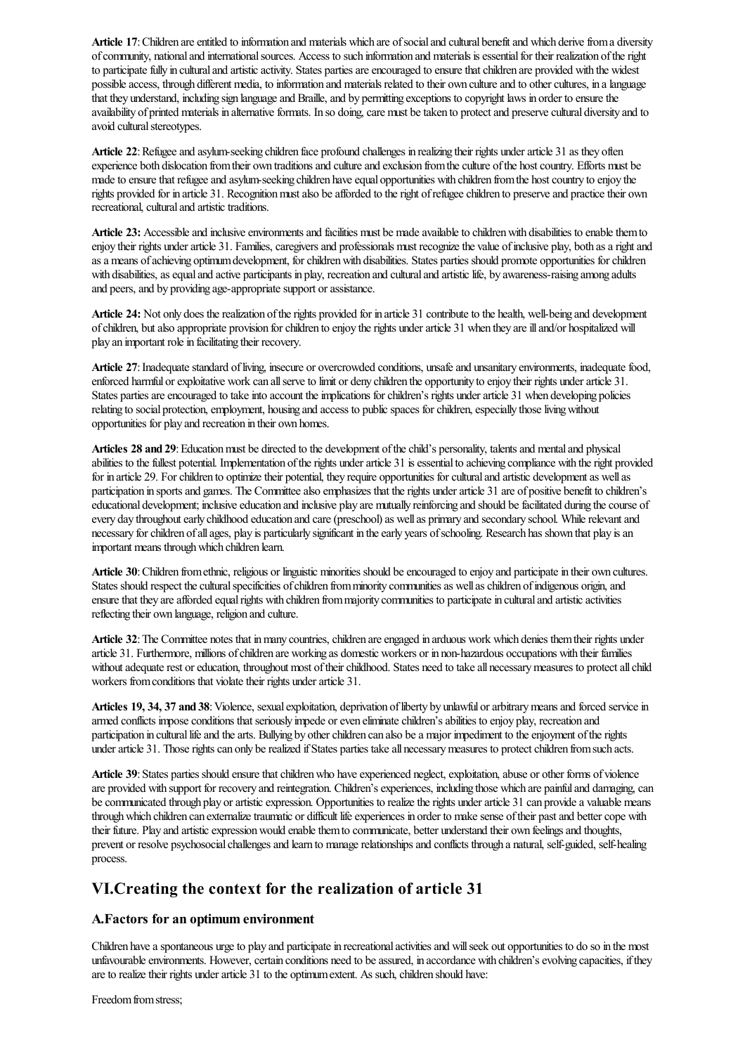**Article 17**: Children are entitled to information and materials which are of social and cultural benefit and which derive from a diversity of community, national and international sources. Access to such information and materials is essential for their realization of the right to participate fully in cultural and artistic activity. States parties are encouraged to ensure that children are provided with the widest possible access, through different media, to information and materials related to their own culture and to other cultures, in a language that they understand, including sign language and Braille, and by permitting exceptions to copyright laws in order to ensure the availability of printed materials in alternative formats. In so doing, care must be taken to protect and preserve cultural diversity and to avoid cultural stereotypes.

**Article 22**: Refugee and asylum-seeking children face profound challenges in realizing their rights under article 31 as they often experience both dislocation from their own traditions and culture and exclusion from the culture of the host country. Efforts must be made to ensure that refugee and asylum-seeking children have equal opportunities with children from the host country to enjoy the rights provided for in article 31. Recognition must also be afforded to the right of refugee children to preserve and practice their own recreational, cultural and artistic traditions.

**Article 23:** Accessible and inclusive environments and facilities must be made available to children with disabilities to enable them to enjoy their rights under article 31. Families, caregivers and professionals must recognize the value of inclusive play, both as a right and as a means of achieving optimum development, for children with disabilities. States parties should promote opportunities for children with disabilities, as equal and active participants in play, recreation and cultural and artistic life, by awareness-raising among adults and peers, and by providing age-appropriate support or assistance.

**Article 24:** Not only does the realization of the rights provided for in article 31 contribute to the health, well-being and development of children, but also appropriate provision for children to enjoy the rights under article 31 when they are ill and/or hospitalized will play an important role in facilitating their recovery.

**Article 27**: Inadequate standard of living, insecure or overcrowded conditions, unsafe and unsanitary environments, inadequate food, enforced harmful or exploitative work can all serve to limit or deny children the opportunity to enjoy their rights under article 31. States parties are encouraged to take into account the implications for children's rights under article 31 when developing policies relating to social protection, employment, housing and access to public spaces for children, especially those living without opportunities for play and recreation in their own homes.

**Articles 28 and 29**: Education must be directed to the development of the child's personality, talents and mental and physical abilities to the fullest potential. Implementation of the rights under article 31 is essential to achieving compliance with the right provided for in article 29. For children to optimize their potential, they require opportunities for cultural and artistic development as well as participation in sports and games. The Committee also emphasizes that the rights under article 31 are of positive benefit to children's educational development; inclusive education and inclusive play are mutually reinforcing and should be facilitated during the course of every day throughout early childhood education and care (preschool) as well as primary and secondary school. While relevant and necessary for children of all ages, play is particularly significant in the early years of schooling. Research has shown that play is an important means through which children learn.

**Article 30**: Children from ethnic, religious or linguistic minorities should be encouraged to enjoy and participate in their own cultures. States should respect the cultural specificities of children from minority communities as well as children of indigenous origin, and ensure that they are afforded equal rights with children from majority communities to participate in cultural and artistic activities reflecting their own language, religion and culture.

**Article 32**: The Committee notes that in many countries, children are engaged in arduous work which denies them their rights under article 31. Furthermore, millions of children are working as domestic workers or in non-hazardous occupations with their families without adequate rest or education, throughout most of their childhood. States need to take all necessary measures to protect all child workers from conditions that violate their rights under article 31.

**Articles 19, 34, 37 and 38**: Violence, sexual exploitation, deprivation of liberty by unlawful or arbitrary means and forced service in armed conflicts impose conditions that seriously impede or even eliminate children's abilities to enjoy play, recreation and participation in cultural life and the arts. Bullying by other children can also be a major impediment to the enjoyment of the rights under article 31. Those rights can only be realized if States parties take all necessary measures to protect children from such acts.

**Article 39**: States parties should ensure that children who have experienced neglect, exploitation, abuse or other forms of violence are provided with support for recovery and reintegration. Children's experiences, including those which are painful and damaging, can be communicated through play or artistic expression. Opportunities to realize the rights under article 31 can provide a valuable means through which children can externalize traumatic or difficult life experiences in order to make sense of their past and better cope with their future. Play and artistic expression would enable them to communicate, better understand their own feelings and thoughts, prevent or resolve psychosocial challenges and learn to manage relationships and conflicts through a natural, self-guided, self-healing process.

## VI. Creating the context for the realization of article 31

### A. Factors for an optimum environment

Children have a spontaneous urge to play and participate in recreational activities and will seek out opportunities to do so in the most unfavourable environments. However, certain conditions need to be assured, in accordance with children's evolving capacities, if they are to realize their rights under article 31 to the optimum extent. As such, children should have:

Freedom from stress;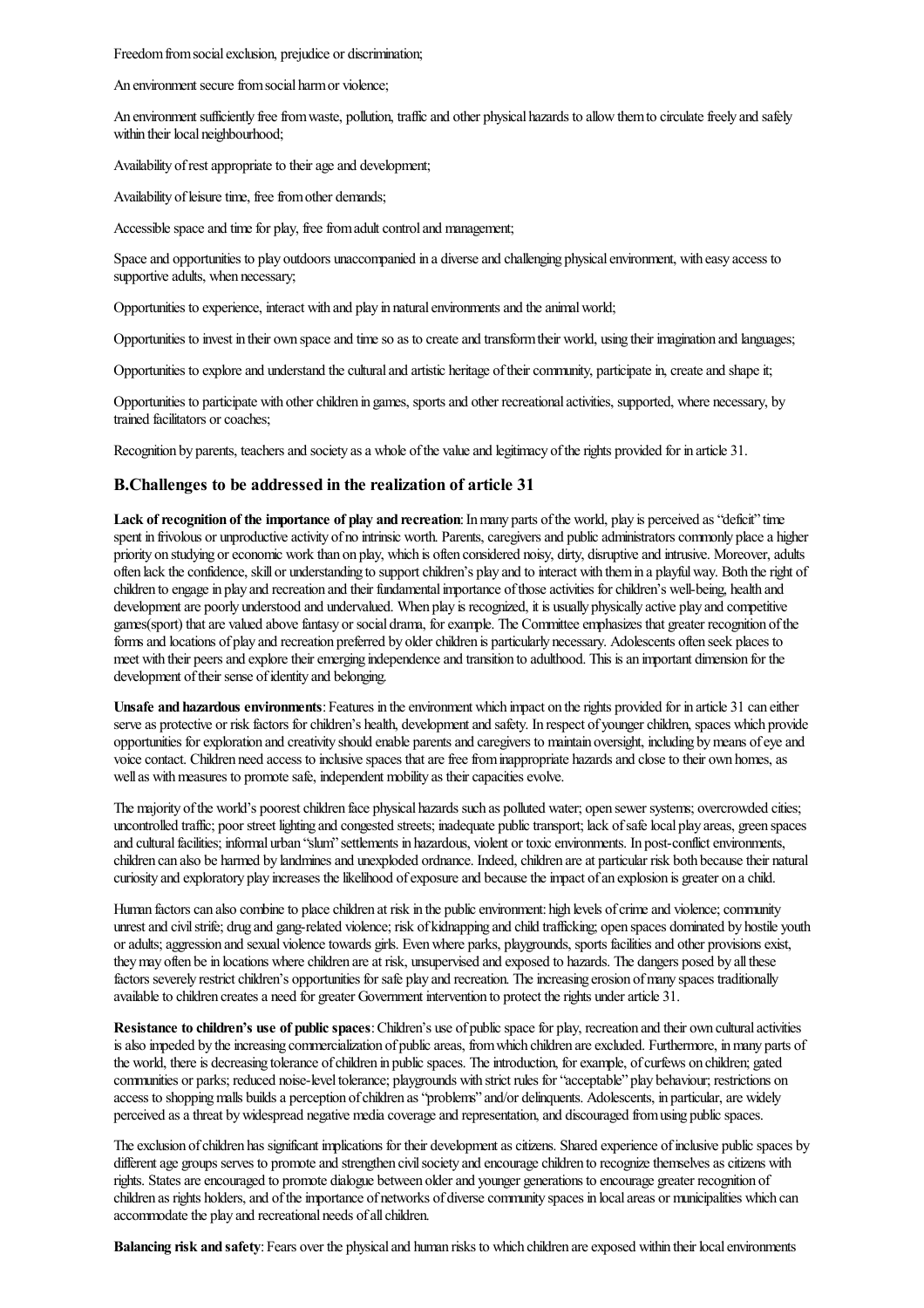Freedom from social exclusion, prejudice or discrimination;

An environment secure from social harm or violence;

An environment sufficiently free from waste, pollution, traffic and other physical hazards to allow them to circulate freely and safely within their local neighbourhood;

Availability of rest appropriate to their age and development;

Availability of leisure time, free from other demands;

Accessible space and time for play, free from adult control and management;

Space and opportunities to play outdoors unaccompanied in a diverse and challenging physical environment, with easy access to supportive adults, when necessary;

Opportunities to experience, interact with and play in natural environments and the animal world;

Opportunities to invest in their own space and time so as to create and transform their world, using their imagination and languages;

Opportunities to explore and understand the cultural and artistic heritage of their community, participate in, create and shape it;

Opportunities to participate with other children in games, sports and other recreational activities, supported, where necessary, by trained facilitators or coaches;

Recognition by parents, teachers and society as a whole of the value and legitimacy of the rights provided for in article 31.

## B.Challenges to be addressed in the realization of article 31

**Lack of recognition of the importance of play and recreation**: In many parts of the world, play is perceived as "deficit" time spent in frivolous or unproductive activity of no intrinsic worth. Parents, caregivers and public administrators commonly place a higher priority on studying or economic work than on play, which is often considered noisy, dirty, disruptive and intrusive. Moreover, adults often lack the confidence, skill or understanding to support children's play and to interact with them in a playful way. Both the right of children to engage in play and recreation and their fundamental importance of those activities for children's well-being, health and development are poorly understood and undervalued. When play is recognized, it is usually physically active play and competitive games(sport) that are valued above fantasy or social drama, for example. The Committee emphasizes that greater recognition of the forms and locations of play and recreation preferred by older children is particularly necessary. Adolescents often seek places to meet with their peers and explore their emerging independence and transition to adulthood. This is an important dimension for the development of their sense of identity and belonging.

**Unsafe and hazardous environments**: Features in the environment which impact on the rights provided for in article 31 can either serve as protective or risk factors for children's health, development and safety. In respect of younger children, spaces which provide opportunities for exploration and creativity should enable parents and caregivers to maintain oversight, including by means of eye and voice contact. Children need access to inclusive spaces that are free from inappropriate hazards and close to their own homes, as well as with measures to promote safe, independent mobility as their capacities evolve.

The majority of the world's poorest children face physical hazards such as polluted water; open sewer systems; overcrowded cities; uncontrolled traffic; poor street lighting and congested streets; inadequate public transport; lack of safe local play areas, green spaces and cultural facilities; informal urban "slum" settlements in hazardous, violent or toxic environments. In post-conflict environments, children can also be harmed by landmines and unexploded ordnance. Indeed, children are at particular risk both because their natural curiosity and exploratory play increases the likelihood of exposure and because the impact of an explosion is greater on a child.

Human factors can also combine to place children at risk in the public environment: high levels of crime and violence; community unrest and civil strife; drug and gang-related violence; risk of kidnapping and child trafficking; open spaces dominated by hostile youth or adults; aggression and sexual violence towards girls. Even where parks, playgrounds, sports facilities and other provisions exist, they may often be in locations where children are at risk, unsupervised and exposed to hazards. The dangers posed by all these factors severely restrict children's opportunities for safe play and recreation. The increasing erosion of many spaces traditionally available to children creates a need for greater Government intervention to protect the rights under article 31.

**Resistance to children's use of public spaces**: Children's use of public space for play, recreation and their own cultural activities is also impeded by the increasing commercialization of public areas, from which children are excluded. Furthermore, in many parts of the world, there is decreasing tolerance of children in public spaces. The introduction, for example, of curfews on children; gated communities or parks; reduced noise-level tolerance; playgrounds with strict rules for "acceptable" play behaviour; restrictions on access to shopping malls builds a perception of children as "problems" and/or delinquents. Adolescents, in particular, are widely perceived as a threat by widespread negative media coverage and representation, and discouraged from using public spaces.

The exclusion of children has significant implications for their development as citizens. Shared experience of inclusive public spaces by different age groups serves to promote and strengthen civil society and encourage children to recognize themselves as citizens with rights. States are encouraged to promote dialogue between older and younger generations to encourage greater recognition of children as rights holders, and of the importance of networks of diverse community spaces in local areas or municipalities which can accommodate the play and recreational needs of all children.

**Balancing risk and safety**: Fears over the physical and human risks to which children are exposed within their local environments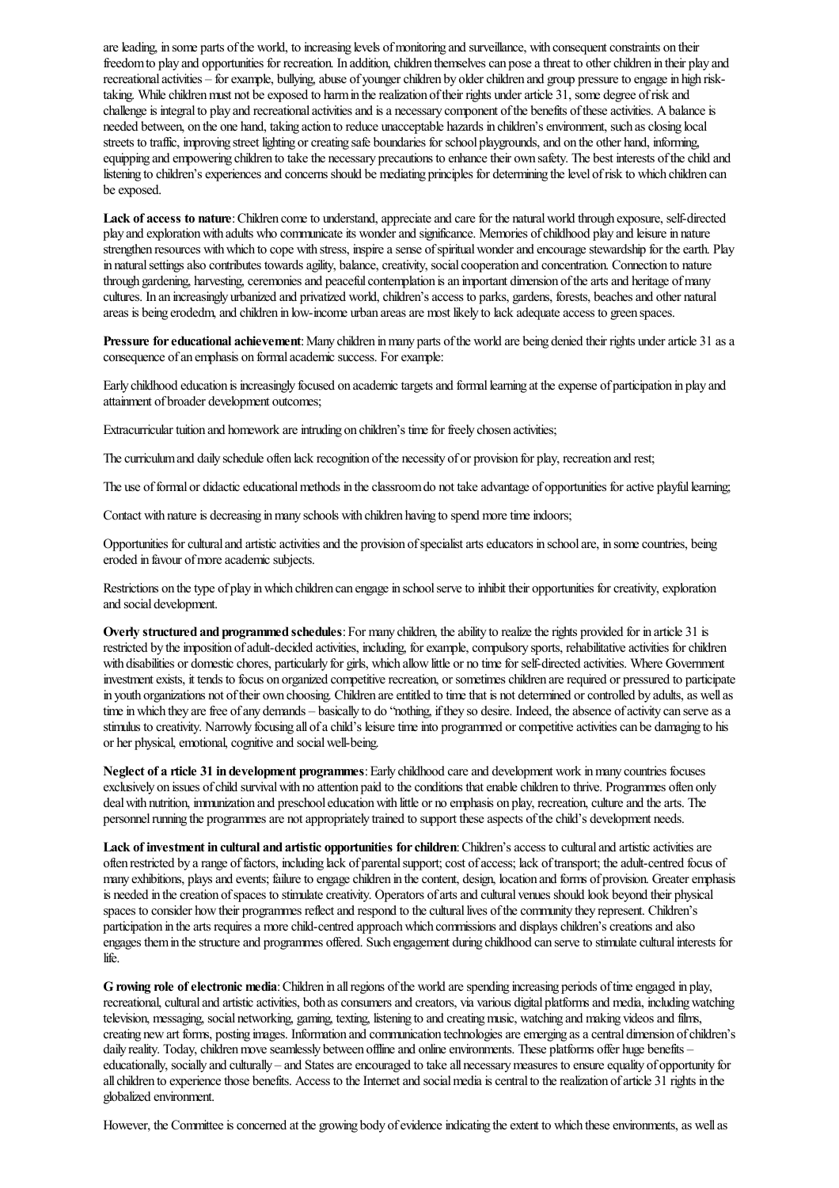are leading, in some parts of the world, to increasing levels of monitoring and surveillance, with consequent constraints on their freedom to play and opportunities for recreation. In addition, children themselves can pose a threat to other children in their play and recreational activities – for example, bullying, abuse of younger children by older children and group pressure to engage in high risk-taking. While children must not be exposed to harm in the realization of their rights under article 31, some degree of risk and challenge is integral to play and recreational activities and is a necessary component of the benefits of these activities. A balance is needed between, on the one hand, taking action to reduce unacceptable hazards in children's environment, such as closing local streets to traffic, improving street lighting or creating safe boundaries for school playgrounds, and on the other hand, informing, equipping and empowering children to take the necessary precautions to enhance their own safety. The best interests of the child and listening to children's experiences and concerns should be mediating principles for determining the level of risk to which children can be exposed.

**Lack of access to nature**: Children come to understand, appreciate and care for the natural world through exposure, self-directed play and exploration with adults who communicate its wonder and significance. Memories of childhood play and leisure in nature strengthen resources with which to cope with stress, inspire a sense of spiritual wonder and encourage stewardship for the earth. Play in natural settings also contributes towards agility, balance, creativity, social cooperation and concentration. Connection to nature through gardening, harvesting, ceremonies and peaceful contemplation is an important dimension of the arts and heritage of many cultures. In an increasingly urbanized and privatized world, children's access to parks, gardens, forests, beaches and other natural areas is being erodedm, and children in low-income urban areas are most likely to lack adequate access to green spaces.

**Pressure for educational achievement**: Many children in many parts of the world are being denied their rights under article 31 as a consequence of an emphasis on formal academic success. For example:

Early childhood education is increasingly focused on academic targets and formal learning at the expense of participation in play and attainment of broader development outcomes;

Extracurricular tuition and homework are intruding on children's time for freely chosen activities;

The curriculum and daily schedule often lack recognition of the necessity of or provision for play, recreation and rest;

The use of formal or didactic educational methods in the classroom do not take advantage of opportunities for active playful learning;

Contact with nature is decreasing in many schools with children having to spend more time indoors;

Opportunities for cultural and artistic activities and the provision of specialist arts educators in school are, in some countries, being eroded in favour of more academic subjects.

Restrictions on the type of play in which children can engage in school serve to inhibit their opportunities for creativity, exploration and social development.

**Overly structured and programmed schedules**: For many children, the ability to realize the rights provided for in article 31 is restricted by the imposition of adult-decided activities, including, for example, compulsory sports, rehabilitative activities for children with disabilities or domestic chores, particularly for girls, which allow little or no time for self-directed activities. Where Government investment exists, it tends to focus on organized competitive recreation, or sometimes children are required or pressured to participate in youth organizations not of their own choosing. Children are entitled to time that is not determined or controlled by adults, as well as time in which they are free of any demands – basically to do "nothing, if they so desire. Indeed, the absence of activity can serve as a stimulus to creativity. Narrowly focusing all of a child's leisure time into programmed or competitive activities can be damaging to his or her physical, emotional, cognitive and social well-being.

**Neglect of a rticle 31 in development programmes**: Early childhood care and development work in many countries focuses exclusively on issues of child survival with no attention paid to the conditions that enable children to thrive. Programmes often only deal with nutrition, immunization and preschool education with little or no emphasis on play, recreation, culture and the arts. The personnel running the programmes are not appropriately trained to support these aspects of the child's development needs.

**Lack of investment in cultural and artistic opportunities for children**: Children's access to cultural and artistic activities are often restricted by a range of factors, including lack of parental support; cost of access; lack of transport; the adult-centred focus of many exhibitions, plays and events; failure to engage children in the content, design, location and forms of provision. Greater emphasis is needed in the creation of spaces to stimulate creativity. Operators of arts and cultural venues should look beyond their physical spaces to consider how their programmes reflect and respond to the cultural lives of the community they represent. Children's participation in the arts requires a more child-centred approach which commissions and displays children's creations and also engages them in the structure and programmes offered. Such engagement during childhood can serve to stimulate cultural interests for life.

**G rowing role of electronic media**: Children in all regions of the world are spending increasing periods of time engaged in play, recreational, cultural and artistic activities, both as consumers and creators, via various digital platforms and media, including watching television, messaging, social networking, gaming, texting, listening to and creating music, watching and making videos and films, creating new art forms, posting images. Information and communication technologies are emerging as a central dimension of children's daily reality. Today, children move seamlessly between offline and online environments. These platforms offer huge benefits – educationally, socially and culturally – and States are encouraged to take all necessary measures to ensure equality of opportunity for all children to experience those benefits. Access to the Internet and social media is central to the realization of article 31 rights in the globalized environment.

However, the Committee is concerned at the growing body of evidence indicating the extent to which these environments, as well as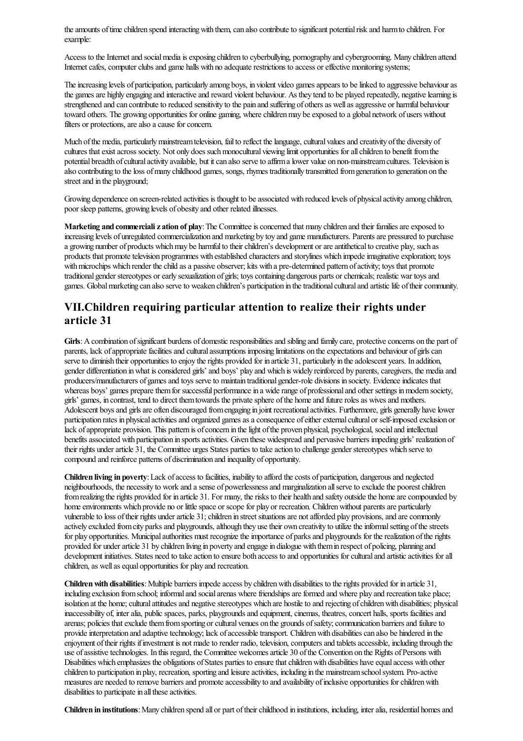the amounts of time children spend interacting with them, can also contribute to significant potential risk and harm to children. For example:

Access to the Internet and social media is exposing children to cyberbullying, pornography and cybergrooming. Many children attend Internet cafes, computer clubs and game halls with no adequate restrictions to access or effective monitoring systems;

The increasing levels of participation, particularly among boys, in violent video games appears to be linked to aggressive behaviour as the games are highly engaging and interactive and reward violent behaviour. As they tend to be played repeatedly, negative learning is strengthened and can contribute to reduced sensitivity to the pain and suffering of others as well as aggressive or harmful behaviour toward others. The growing opportunities for online gaming, where children may be exposed to a global network of users without filters or protections, are also a cause for concern.

Much of the media, particularly mainstream television, fail to reflect the language, cultural values and creativity of the diversity of cultures that exist across society. Not only does such monocultural viewing limit opportunities for all children to benefit from the potential breadth of cultural activity available, but it can also serve to affirm a lower value on non-mainstream cultures. Television is also contributing to the loss of many childhood games, songs, rhymes traditionally transmitted from generation to generation on the street and in the playground;

Growing dependence on screen-related activities is thought to be associated with reduced levels of physical activity among children, poor sleep patterns, growing levels of obesity and other related illnesses.

**Marketing and commerciali z ation of play**: The Committee is concerned that many children and their families are exposed to increasing levels of unregulated commercialization and marketing by toy and game manufacturers. Parents are pressured to purchase a growing number of products which may be harmful to their children's development or are antithetical to creative play, such as products that promote television programmes with established characters and storylines which impede imaginative exploration; toys with microchips which render the child as a passive observer; kits with a pre-determined pattern of activity; toys that promote traditional gender stereotypes or early sexualization of girls; toys containing dangerous parts or chemicals; realistic war toys and games. Global marketing can also serve to weaken children's participation in the traditional cultural and artistic life of their community.

## VII.Children requiring particular attention to realize their rights under article 31

**Girls**: A combination of significant burdens of domestic responsibilities and sibling and family care, protective concerns on the part of parents, lack of appropriate facilities and cultural assumptions imposing limitations on the expectations and behaviour of girls can serve to diminish their opportunities to enjoy the rights provided for in article 31, particularly in the adolescent years. In addition, gender differentiation in what is considered girls' and boys' play and which is widely reinforced by parents, caregivers, the media and producers/manufacturers of games and toys serve to maintain traditional gender-role divisions in society. Evidence indicates that whereas boys' games prepare them for successful performance in a wide range of professional and other settings in modern society, girls' games, in contrast, tend to direct them towards the private sphere of the home and future roles as wives and mothers. Adolescent boys and girls are often discouraged from engaging in joint recreational activities. Furthermore, girls generally have lower participation rates in physical activities and organized games as a consequence of either external cultural or self-imposed exclusion or lack of appropriate provision. This pattern is of concern in the light of the proven physical, psychological, social and intellectual benefits associated with participation in sports activities. Given these widespread and pervasive barriers impeding girls' realization of their rights under article 31, the Committee urges States parties to take action to challenge gender stereotypes which serve to compound and reinforce patterns of discrimination and inequality of opportunity.

**Children living in poverty**: Lack of access to facilities, inability to afford the costs of participation, dangerous and neglected neighbourhoods, the necessity to work and a sense of powerlessness and marginalization all serve to exclude the poorest children from realizing the rights provided for in article 31. For many, the risks to their health and safety outside the home are compounded by home environments which provide no or little space or scope for play or recreation. Children without parents are particularly vulnerable to loss of their rights under article 31; children in street situations are not afforded play provisions, and are commonly actively excluded from city parks and playgrounds, although they use their own creativity to utilize the informal setting of the streets for play opportunities. Municipal authorities must recognize the importance of parks and playgrounds for the realization of the rights provided for under article 31 by children living in poverty and engage in dialogue with them in respect of policing, planning and development initiatives. States need to take action to ensure both access to and opportunities for cultural and artistic activities for all children, as well as equal opportunities for play and recreation.

**Children with disabilities**: Multiple barriers impede access by children with disabilities to the rights provided for in article 31, including exclusion from school; informal and social arenas where friendships are formed and where play and recreation take place; isolation at the home; cultural attitudes and negative stereotypes which are hostile to and rejecting of children with disabilities; physical inaccessibility of, inter alia, public spaces, parks, playgrounds and equipment, cinemas, theatres, concert halls, sports facilities and arenas; policies that exclude them from sporting or cultural venues on the grounds of safety; communication barriers and failure to provide interpretation and adaptive technology; lack of accessible transport. Children with disabilities can also be hindered in the enjoyment of their rights if investment is not made to render radio, television, computers and tablets accessible, including through the use of assistive technologies. In this regard, the Committee welcomes article 30 of the Convention on the Rights of Persons with Disabilities which emphasizes the obligations of States parties to ensure that children with disabilities have equal access with other children to participation in play, recreation, sporting and leisure activities, including in the mainstream school system. Pro-active measures are needed to remove barriers and promote accessibility to and availability of inclusive opportunities for children with disabilities to participate in all these activities.

**Children in institutions**: Many children spend all or part of their childhood in institutions, including, inter alia, residential homes and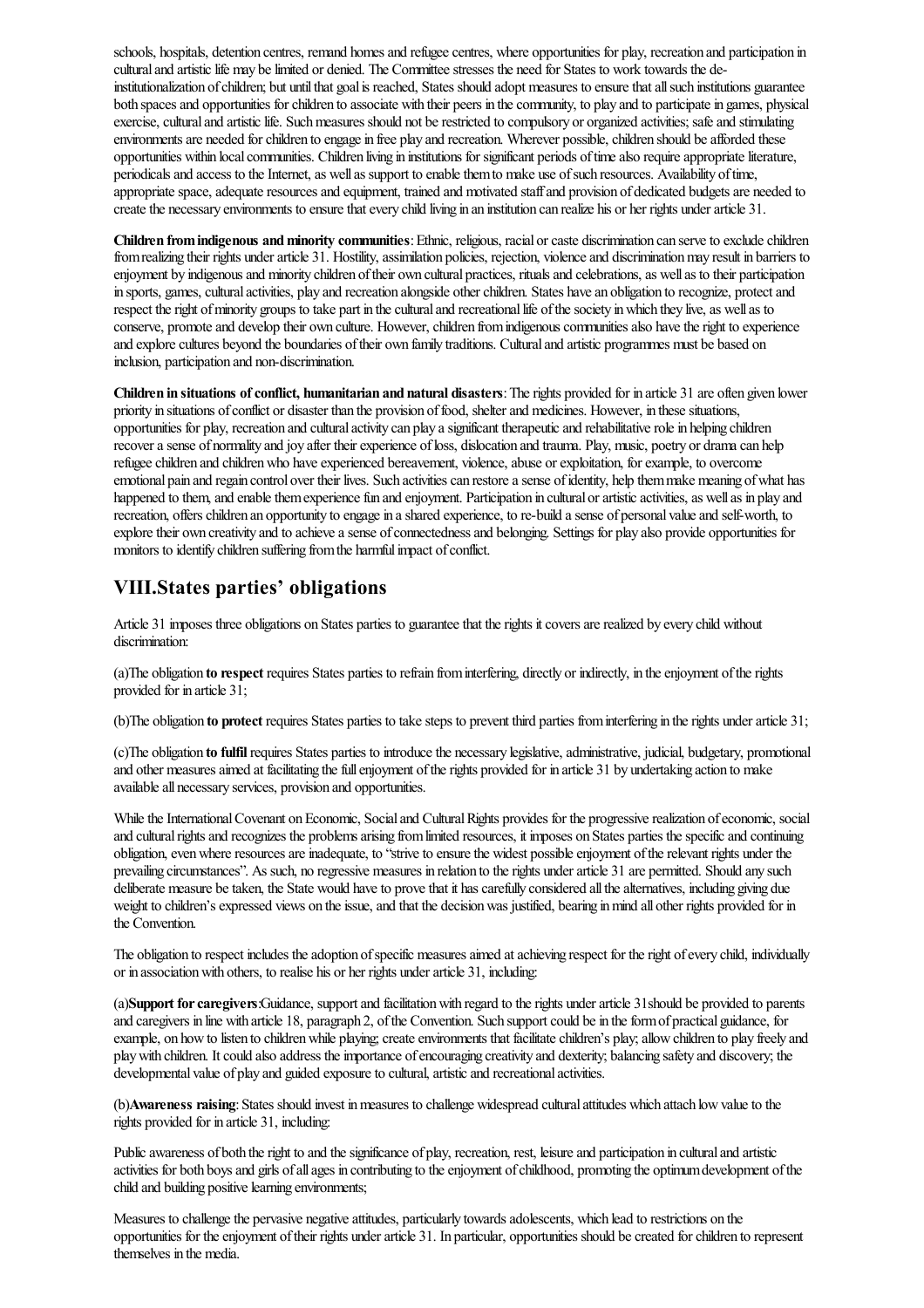schools, hospitals, detention centres, remand homes and refugee centres, where opportunities for play, recreation and participation in cultural and artistic life may be limited or denied. The Committee stresses the need for States to work towards the de-institutionalization of children; but until that goal is reached, States should adopt measures to ensure that all such institutions guarantee both spaces and opportunities for children to associate with their peers in the community, to play and to participate in games, physical exercise, cultural and artistic life. Such measures should not be restricted to compulsory or organized activities; safe and stimulating environments are needed for children to engage in free play and recreation. Wherever possible, children should be afforded these opportunities within local communities. Children living in institutions for significant periods of time also require appropriate literature, periodicals and access to the Internet, as well as support to enable them to make use of such resources. Availability of time, appropriate space, adequate resources and equipment, trained and motivated staff and provision of dedicated budgets are needed to create the necessary environments to ensure that every child living in an institution can realize his or her rights under article 31.

**Children from indigenous and minority communities**: Ethnic, religious, racial or caste discrimination can serve to exclude children from realizing their rights under article 31. Hostility, assimilation policies, rejection, violence and discrimination may result in barriers to enjoyment by indigenous and minority children of their own cultural practices, rituals and celebrations, as well as to their participation in sports, games, cultural activities, play and recreation alongside other children. States have an obligation to recognize, protect and respect the right of minority groups to take part in the cultural and recreational life of the society in which they live, as well as to conserve, promote and develop their own culture. However, children from indigenous communities also have the right to experience and explore cultures beyond the boundaries of their own family traditions. Cultural and artistic programmes must be based on inclusion, participation and non-discrimination.

**Children in situations of conflict, humanitarian and natural disasters**: The rights provided for in article 31 are often given lower priority in situations of conflict or disaster than the provision of food, shelter and medicines. However, in these situations, opportunities for play, recreation and cultural activity can play a significant therapeutic and rehabilitative role in helping children recover a sense of normality and joy after their experience of loss, dislocation and trauma. Play, music, poetry or drama can help refugee children and children who have experienced bereavement, violence, abuse or exploitation, for example, to overcome emotional pain and regain control over their lives. Such activities can restore a sense of identity, help them make meaning of what has happened to them, and enable them experience fun and enjoyment. Participation in cultural or artistic activities, as well as in play and recreation, offers children an opportunity to engage in a shared experience, to re-build a sense of personal value and self-worth, to explore their own creativity and to achieve a sense of connectedness and belonging. Settings for play also provide opportunities for monitors to identify children suffering from the harmful impact of conflict.

## VIII.States parties' obligations

Article 31 imposes three obligations on States parties to guarantee that the rights it covers are realized by every child without discrimination:

(a)The obligation **to respect** requires States parties to refrain from interfering, directly or indirectly, in the enjoyment of the rights provided for in article 31;

(b)The obligation **to protect** requires States parties to take steps to prevent third parties from interfering in the rights under article 31;

(c)The obligation **to fulfil** requires States parties to introduce the necessary legislative, administrative, judicial, budgetary, promotional and other measures aimed at facilitating the full enjoyment of the rights provided for in article 31 by undertaking action to make available all necessary services, provision and opportunities.

While the International Covenant on Economic, Social and Cultural Rights provides for the progressive realization of economic, social and cultural rights and recognizes the problems arising from limited resources, it imposes on States parties the specific and continuing obligation, even where resources are inadequate, to "strive to ensure the widest possible enjoyment of the relevant rights under the prevailing circumstances". As such, no regressive measures in relation to the rights under article 31 are permitted. Should any such deliberate measure be taken, the State would have to prove that it has carefully considered all the alternatives, including giving due weight to children's expressed views on the issue, and that the decision was justified, bearing in mind all other rights provided for in the Convention.

The obligation to respect includes the adoption of specific measures aimed at achieving respect for the right of every child, individually or in association with others, to realise his or her rights under article 31, including:

(a)**Support for caregivers**:Guidance, support and facilitation with regard to the rights under article 31should be provided to parents and caregivers in line with article 18, paragraph 2, of the Convention. Such support could be in the form of practical guidance, for example, on how to listen to children while playing; create environments that facilitate children's play; allow children to play freely and play with children. It could also address the importance of encouraging creativity and dexterity; balancing safety and discovery; the developmental value of play and guided exposure to cultural, artistic and recreational activities.

(b)**Awareness raising**: States should invest in measures to challenge widespread cultural attitudes which attach low value to the rights provided for in article 31, including:

Public awareness of both the right to and the significance of play, recreation, rest, leisure and participation in cultural and artistic activities for both boys and girls of all ages in contributing to the enjoyment of childhood, promoting the optimum development of the child and building positive learning environments;

Measures to challenge the pervasive negative attitudes, particularly towards adolescents, which lead to restrictions on the opportunities for the enjoyment of their rights under article 31. In particular, opportunities should be created for children to represent themselves in the media.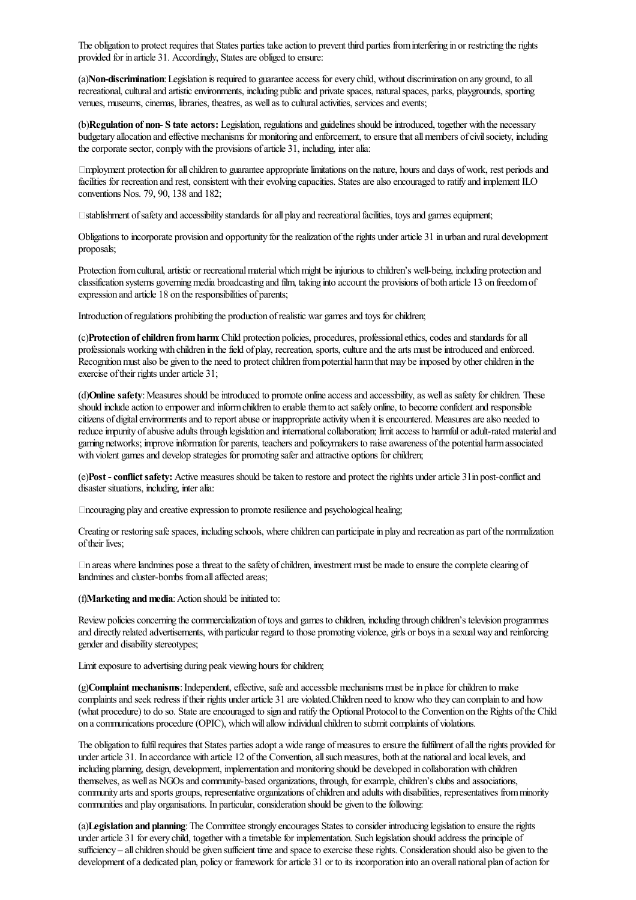The obligation to protect requires that States parties take action to prevent third parties from interfering in or restricting the rights provided for in article 31. Accordingly, States are obliged to ensure:

(a)**Non-discrimination**: Legislation is required to guarantee access for every child, without discrimination on any ground, to all recreational, cultural and artistic environments, including public and private spaces, natural spaces, parks, playgrounds, sporting venues, museums, cinemas, libraries, theatres, as well as to cultural activities, services and events;

(b)**Regulation of non- S tate actors:** Legislation, regulations and guidelines should be introduced, together with the necessary budgetary allocation and effective mechanisms for monitoring and enforcement, to ensure that all members of civil society, including the corporate sector, comply with the provisions of article 31, including, inter alia:

mployment protection for all children to guarantee appropriate limitations on the nature, hours and days of work, rest periods and facilities for recreation and rest, consistent with their evolving capacities. States are also encouraged to ratify and implement ILO conventions Nos. 79, 90, 138 and 182;

stablishment of safety and accessibility standards for all play and recreational facilities, toys and games equipment;

Obligations to incorporate provision and opportunity for the realization of the rights under article 31 in urban and rural development proposals;

Protection from cultural, artistic or recreational material which might be injurious to children's well-being, including protection and classification systems governing media broadcasting and film, taking into account the provisions of both article 13 on freedom of expression and article 18 on the responsibilities of parents;

Introduction of regulations prohibiting the production of realistic war games and toys for children;

(c)**Protection of children from harm:** Child protection policies, procedures, professional ethics, codes and standards for all professionals working with children in the field of play, recreation, sports, culture and the arts must be introduced and enforced. Recognition must also be given to the need to protect children from potential harm that may be imposed by other children in the exercise of their rights under article 31;

(d)**Online safety**: Measures should be introduced to promote online access and accessibility, as well as safety for children. These should include action to empower and inform children to enable them to act safely online, to become confident and responsible citizens of digital environments and to report abuse or inappropriate activity when it is encountered. Measures are also needed to reduce impunity of abusive adults through legislation and international collaboration; limit access to harmful or adult-rated material and gaming networks; improve information for parents, teachers and policymakers to raise awareness of the potential harm associated with violent games and develop strategies for promoting safer and attractive options for children;

(e)**Post - conflict safety:** Active measures should be taken to restore and protect the righhts under article 31in post-conflict and disaster situations, including, inter alia:

ncouraging play and creative expression to promote resilience and psychological healing;

Creating or restoring safe spaces, including schools, where children can participate in play and recreation as part of the normalization of their lives;

n areas where landmines pose a threat to the safety of children, investment must be made to ensure the complete clearing of landmines and cluster-bombs from all affected areas;

(f)**Marketing and media**: Action should be initiated to:

Review policies concerning the commercialization of toys and games to children, including through children's television programmes and directly related advertisements, with particular regard to those promoting violence, girls or boys in a sexual way and reinforcing gender and disability stereotypes;

Limit exposure to advertising during peak viewing hours for children;

(g)**Complaint mechanisms**: Independent, effective, safe and accessible mechanisms must be in place for children to make complaints and seek redress if their rights under article 31 are violated.Children need to know who they can complain to and how (what procedure) to do so. State are encouraged to sign and ratify the Optional Protocol to the Convention on the Rights of the Child on a communications procedure (OPIC), which will allow individual children to submit complaints of violations.

The obligation to fulfil requires that States parties adopt a wide range of measures to ensure the fulfilment of all the rights provided for under article 31. In accordance with article 12 of the Convention, all such measures, both at the national and local levels, and including planning, design, development, implementation and monitoring should be developed in collaboration with children themselves, as well as NGOs and community-based organizations, through, for example, children's clubs and associations, community arts and sports groups, representative organizations of children and adults with disabilities, representatives from minority communities and play organisations. In particular, consideration should be given to the following:

(a)**Legislation and planning**: The Committee strongly encourages States to consider introducing legislation to ensure the rights under article 31 for every child, together with a timetable for implementation. Such legislation should address the principle of sufficiency – all children should be given sufficient time and space to exercise these rights. Consideration should also be given to the development of a dedicated plan, policy or framework for article 31 or to its incorporation into an overall national plan of action for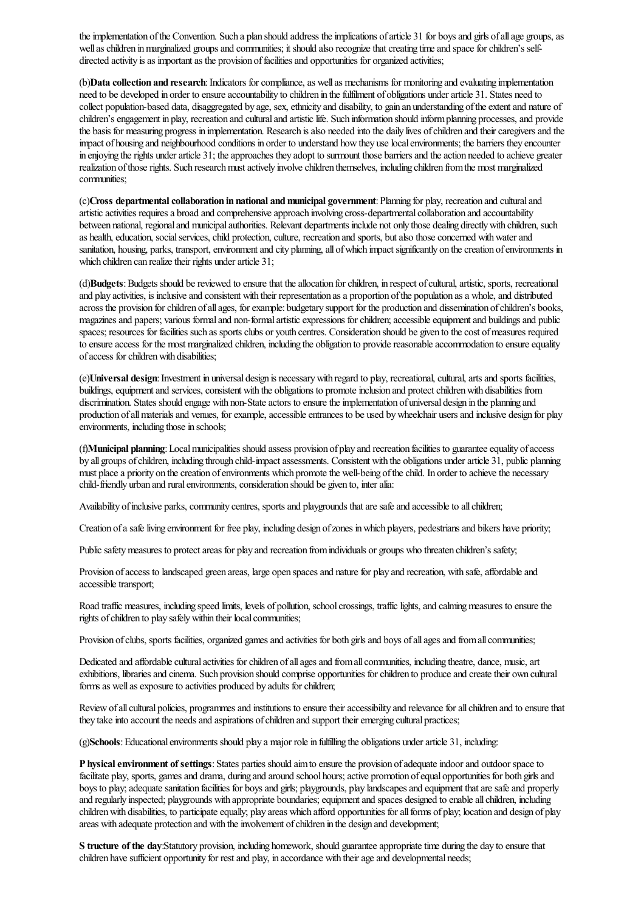the implementation of the Convention. Such a plan should address the implications of article 31 for boys and girls of all age groups, as well as children in marginalized groups and communities; it should also recognize that creating time and space for children's self-directed activity is as important as the provision of facilities and opportunities for organized activities;

(b) **Data collection and research**: Indicators for compliance, as well as mechanisms for monitoring and evaluating implementation need to be developed in order to ensure accountability to children in the fulfilment of obligations under article 31. States need to collect population-based data, disaggregated by age, sex, ethnicity and disability, to gain an understanding of the extent and nature of children's engagement in play, recreation and cultural and artistic life. Such information should inform planning processes, and provide the basis for measuring progress in implementation. Research is also needed into the daily lives of children and their caregivers and the impact of housing and neighbourhood conditions in order to understand how they use local environments; the barriers they encounter in enjoying the rights under article 31; the approaches they adopt to surmount those barriers and the action needed to achieve greater realization of those rights. Such research must actively involve children themselves, including children from the most marginalized communities;

(c) **Cross departmental collaboration in national and municipal government**: Planning for play, recreation and cultural and artistic activities requires a broad and comprehensive approach involving cross-departmental collaboration and accountability between national, regional and municipal authorities. Relevant departments include not only those dealing directly with children, such as health, education, social services, child protection, culture, recreation and sports, but also those concerned with water and sanitation, housing, parks, transport, environment and city planning, all of which impact significantly on the creation of environments in which children can realize their rights under article 31;

(d) **Budgets**: Budgets should be reviewed to ensure that the allocation for children, in respect of cultural, artistic, sports, recreational and play activities, is inclusive and consistent with their representation as a proportion of the population as a whole, and distributed across the provision for children of all ages, for example: budgetary support for the production and dissemination of children's books, magazines and papers; various formal and non-formal artistic expressions for children; accessible equipment and buildings and public spaces; resources for facilities such as sports clubs or youth centres. Consideration should be given to the cost of measures required to ensure access for the most marginalized children, including the obligation to provide reasonable accommodation to ensure equality of access for children with disabilities;

(e) **Universal design**: Investment in universal design is necessary with regard to play, recreational, cultural, arts and sports facilities, buildings, equipment and services, consistent with the obligations to promote inclusion and protect children with disabilities from discrimination. States should engage with non-State actors to ensure the implementation of universal design in the planning and production of all materials and venues, for example, accessible entrances to be used by wheelchair users and inclusive design for play environments, including those in schools;

(f) **Municipal planning**: Local municipalities should assess provision of play and recreation facilities to guarantee equality of access by all groups of children, including through child-impact assessments. Consistent with the obligations under article 31, public planning must place a priority on the creation of environments which promote the well-being of the child. In order to achieve the necessary child-friendly urban and rural environments, consideration should be given to, inter alia:

Availability of inclusive parks, community centres, sports and playgrounds that are safe and accessible to all children;

Creation of a safe living environment for free play, including design of zones in which players, pedestrians and bikers have priority;

Public safety measures to protect areas for play and recreation from individuals or groups who threaten children's safety;

Provision of access to landscaped green areas, large open spaces and nature for play and recreation, with safe, affordable and accessible transport;

Road traffic measures, including speed limits, levels of pollution, school crossings, traffic lights, and calming measures to ensure the rights of children to play safely within their local communities;

Provision of clubs, sports facilities, organized games and activities for both girls and boys of all ages and from all communities;

Dedicated and affordable cultural activities for children of all ages and from all communities, including theatre, dance, music, art exhibitions, libraries and cinema. Such provision should comprise opportunities for children to produce and create their own cultural forms as well as exposure to activities produced by adults for children;

Review of all cultural policies, programmes and institutions to ensure their accessibility and relevance for all children and to ensure that they take into account the needs and aspirations of children and support their emerging cultural practices;

(g) **Schools**: Educational environments should play a major role in fulfilling the obligations under article 31, including:

**Physical environment of settings**: States parties should aim to ensure the provision of adequate indoor and outdoor space to facilitate play, sports, games and drama, during and around school hours; active promotion of equal opportunities for both girls and boys to play; adequate sanitation facilities for boys and girls; playgrounds, play landscapes and equipment that are safe and properly and regularly inspected; playgrounds with appropriate boundaries; equipment and spaces designed to enable all children, including children with disabilities, to participate equally; play areas which afford opportunities for all forms of play; location and design of play areas with adequate protection and with the involvement of children in the design and development;

**Structure of the day**: Statutory provision, including homework, should guarantee appropriate time during the day to ensure that children have sufficient opportunity for rest and play, in accordance with their age and developmental needs;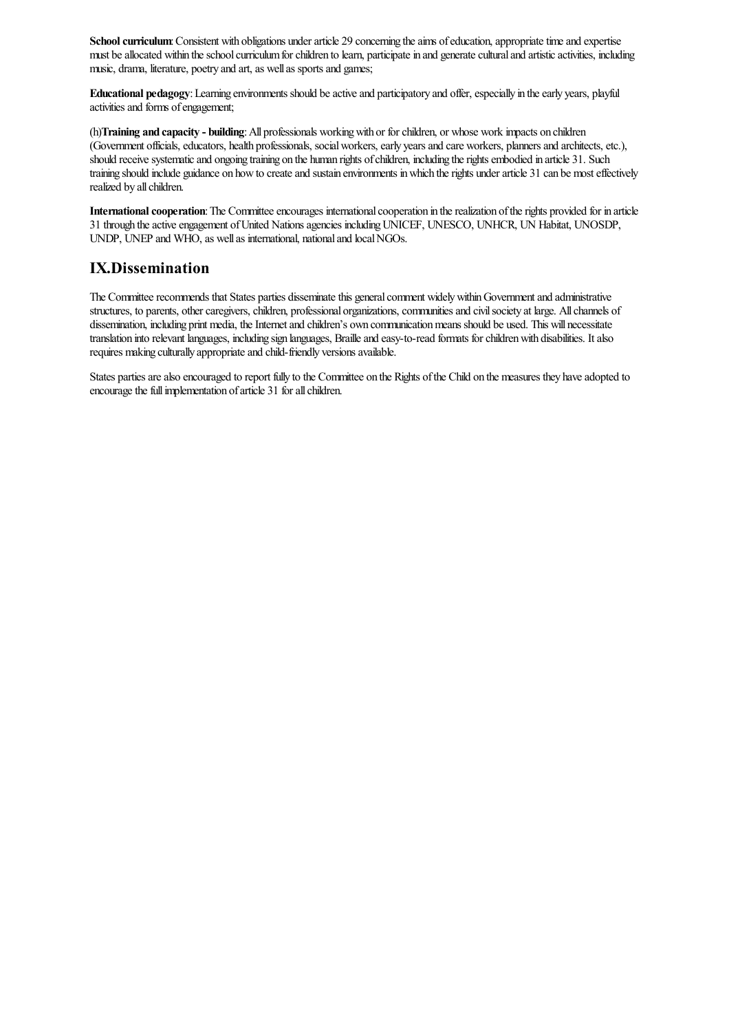**School curriculum**: Consistent with obligations under article 29 concerning the aims of education, appropriate time and expertise must be allocated within the school curriculum for children to learn, participate in and generate cultural and artistic activities, including music, drama, literature, poetry and art, as well as sports and games;

**Educational pedagogy**: Learning environments should be active and participatory and offer, especially in the early years, playful activities and forms of engagement;

(h)**Training and capacity - building**: All professionals working with or for children, or whose work impacts on children (Government officials, educators, health professionals, social workers, early years and care workers, planners and architects, etc.), should receive systematic and ongoing training on the human rights of children, including the rights embodied in article 31. Such training should include guidance on how to create and sustain environments in which the rights under article 31 can be most effectively realized by all children.

**International cooperation**: The Committee encourages international cooperation in the realization of the rights provided for in article 31 through the active engagement of United Nations agencies including UNICEF, UNESCO, UNHCR, UN Habitat, UNOSDP, UNDP, UNEP and WHO, as well as international, national and local NGOs.

## IX.Dissemination

The Committee recommends that States parties disseminate this general comment widely within Government and administrative structures, to parents, other caregivers, children, professional organizations, communities and civil society at large. All channels of dissemination, including print media, the Internet and children's own communication means should be used. This will necessitate translation into relevant languages, including sign languages, Braille and easy-to-read formats for children with disabilities. It also requires making culturally appropriate and child-friendly versions available.

States parties are also encouraged to report fully to the Committee on the Rights of the Child on the measures they have adopted to encourage the full implementation of article 31 for all children.